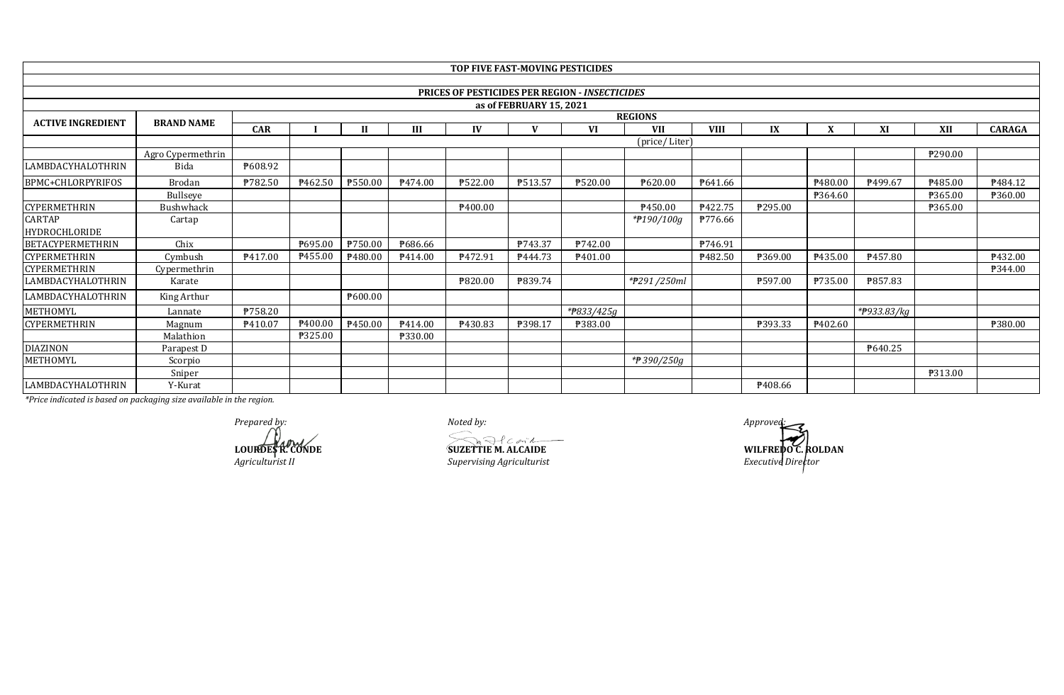# TOP FIVE FAST-MOVING PESTICIDES

## PRICES OF PESTICIDES PER REGION - *INSECTICIDES*

### as of FEBRUARY 15, 2021

| ACTIVE INGREDIENT | BRAND NAME | REGIONS | | | | | | | | | | | | | |
|---|---|---|---|---|---|---|---|---|---|---|---|---|---|---|---|
| | | CAR | I | II | III | IV | V | VI | VII | VIII | IX | X | XI | XII | CARAGA |
| | | | (price/ Liter) | | | | | | | | | | | | |
| | Agro Cypermethrin | | | | | | | | | | | | | ₱290.00 | |
| LAMBDACYHALOTHRIN | Bida | ₱608.92 | | | | | | | | | | | | | |
| BPMC+CHLORPYRIFOS | Brodan | ₱782.50 | ₱462.50 | ₱550.00 | ₱474.00 | ₱522.00 | ₱513.57 | ₱520.00 | ₱620.00 | ₱641.66 | | ₱480.00 | ₱499.67 | ₱485.00 | ₱484.12 |
| | Bullseye | | | | | | | | | | | ₱364.60 | | ₱365.00 | ₱360.00 |
| CYPERMETHRIN | Bushwhack | | | | | ₱400.00 | | | ₱450.00 | ₱422.75 | ₱295.00 | | | ₱365.00 | |
| CARTAP HYDROCHLORIDE | Cartap | | | | | | | | *₱190/100g | ₱776.66 | | | | | |
| BETACYPERMETHRIN | Chix | | ₱695.00 | ₱750.00 | ₱686.66 | | ₱743.37 | ₱742.00 | | ₱746.91 | | | | | |
| CYPERMETHRIN | Cymbush | ₱417.00 | ₱455.00 | ₱480.00 | ₱414.00 | ₱472.91 | ₱444.73 | ₱401.00 | | ₱482.50 | ₱369.00 | ₱435.00 | ₱457.80 | | ₱432.00 |
| CYPERMETHRIN | Cypermethrin | | | | | | | | | | | | | | ₱344.00 |
| LAMBDACYHALOTHRIN | Karate | | | | | ₱820.00 | ₱839.74 | | *₱291 /250ml | | ₱597.00 | ₱735.00 | ₱857.83 | | |
| LAMBDACYHALOTHRIN | King Arthur | | | ₱600.00 | | | | | | | | | | | |
| METHOMYL | Lannate | ₱758.20 | | | | | | *₱833/425g | | | | | *₱933.83/kg | | |
| CYPERMETHRIN | Magnum | ₱410.07 | ₱400.00 | ₱450.00 | ₱414.00 | ₱430.83 | ₱398.17 | ₱383.00 | | | ₱393.33 | ₱402.60 | | | ₱380.00 |
| | Malathion | | ₱325.00 | | ₱330.00 | | | | | | | | | | |
| DIAZINON | Parapest D | | | | | | | | | | | | ₱640.25 | | |
| METHOMYL | Scorpio | | | | | | | | *₱ 390/250g | | | | | | |
| | Sniper | | | | | | | | | | | | | ₱313.00 | |
| LAMBDACYHALOTHRIN | Y-Kurat | | | | | | | | | | ₱408.66 | | | | |

*\*Price indicated is based on packaging size available in the region.*

*Prepared by:*

**LOURDES R. CONDE**
*Agriculturist II*

*Noted by:*

**SUZETTIE M. ALCAIDE**
*Supervising Agriculturist*

*Approved:*

**WILFREDO C. ROLDAN**
*Executive Director*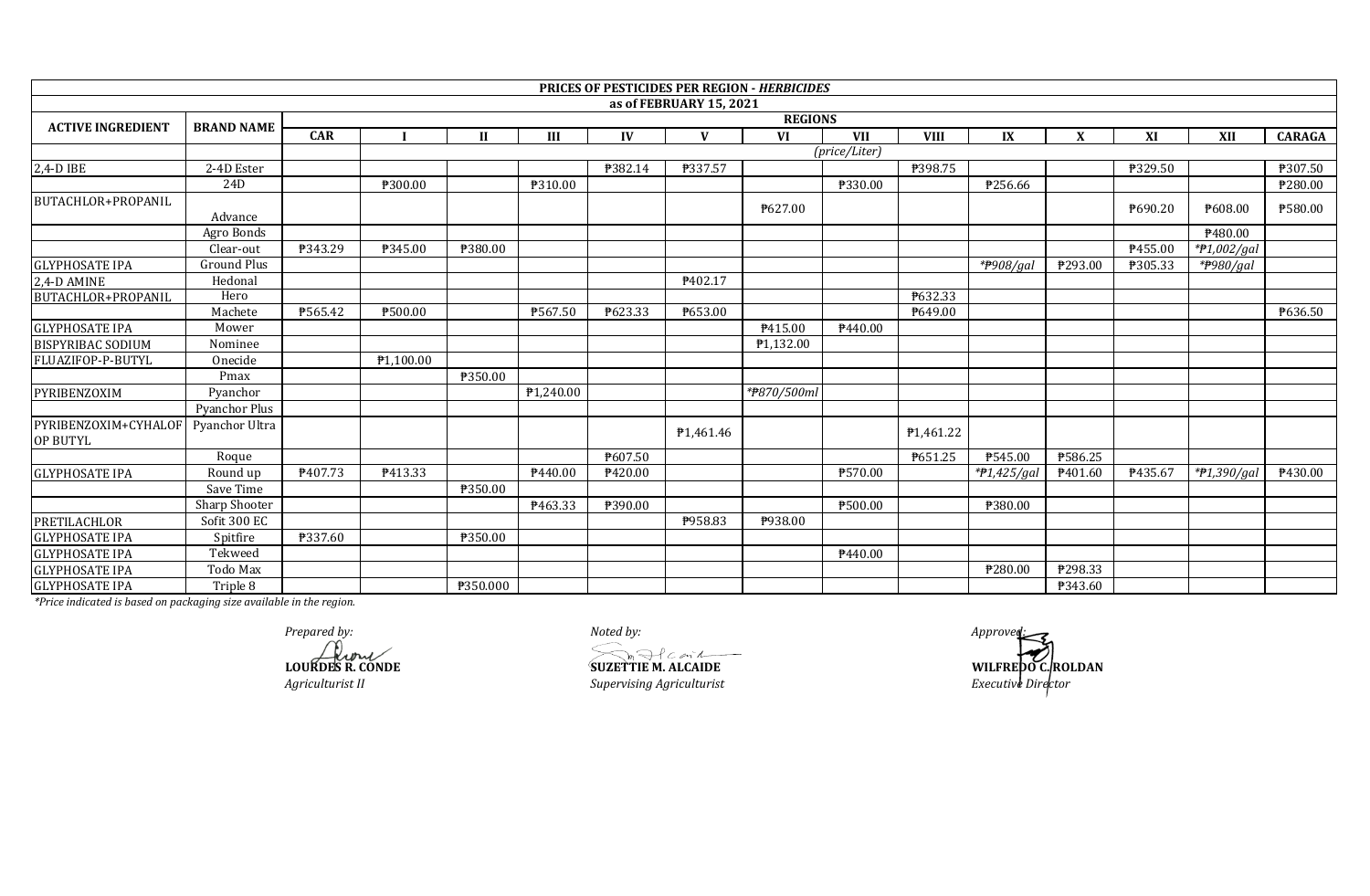| PRICES OF PESTICIDES PER REGION - *HERBICIDES* | | | | | | | | | | | | | | | |
|---|---|---|---|---|---|---|---|---|---|---|---|---|---|---|---|
| as of FEBRUARY 15, 2021 | | | | | | | | | | | | | | | |
| **ACTIVE INGREDIENT** | **BRAND NAME** | **REGIONS** | | | | | | | | | | | | | |
| | | **CAR** | **I** | **II** | **III** | **IV** | **V** | **VI** | **VII** | **VIII** | **IX** | **X** | **XI** | **XII** | **CARAGA** |
| | | *(price/Liter)* | | | | | | | | | | | | | |
| 2,4-D IBE | 2-4D Ester | | | | | ₱382.14 | ₱337.57 | | | ₱398.75 | | | ₱329.50 | | ₱307.50 |
| | 24D | | ₱300.00 | | ₱310.00 | | | | ₱330.00 | | ₱256.66 | | | | ₱280.00 |
| BUTACHLOR+PROPANIL | Advance | | | | | | | ₱627.00 | | | | | ₱690.20 | ₱608.00 | ₱580.00 |
| | Agro Bonds | | | | | | | | | | | | | ₱480.00 | |
| | Clear-out | ₱343.29 | ₱345.00 | ₱380.00 | | | | | | | | | ₱455.00 | *₱1,002/gal* | |
| GLYPHOSATE IPA | Ground Plus | | | | | | | | | | *₱908/gal* | ₱293.00 | ₱305.33 | *₱980/gal* | |
| 2,4-D AMINE | Hedonal | | | | | | ₱402.17 | | | | | | | | |
| BUTACHLOR+PROPANIL | Hero | | | | | | | | | ₱632.33 | | | | | |
| | Machete | ₱565.42 | ₱500.00 | | ₱567.50 | ₱623.33 | ₱653.00 | | | ₱649.00 | | | | | ₱636.50 |
| GLYPHOSATE IPA | Mower | | | | | | | ₱415.00 | ₱440.00 | | | | | | |
| BISPYRIBAC SODIUM | Nominee | | | | | | | ₱1,132.00 | | | | | | | |
| FLUAZIFOP-P-BUTYL | Onecide | | ₱1,100.00 | | | | | | | | | | | | |
| | Pmax | | | ₱350.00 | | | | | | | | | | | |
| PYRIBENZOXIM | Pyanchor | | | | ₱1,240.00 | | | *₱870/500ml* | | | | | | | |
| | Pyanchor Plus | | | | | | | | | | | | | | |
| PYRIBENZOXIM+CYHALOF OP BUTYL | Pyanchor Ultra | | | | | | ₱1,461.46 | | | ₱1,461.22 | | | | | |
| | Roque | | | | | ₱607.50 | | | | ₱651.25 | ₱545.00 | ₱586.25 | | | |
| GLYPHOSATE IPA | Round up | ₱407.73 | ₱413.33 | | ₱440.00 | ₱420.00 | | | ₱570.00 | | *₱1,425/gal* | ₱401.60 | ₱435.67 | *₱1,390/gal* | ₱430.00 |
| | Save Time | | | ₱350.00 | | | | | | | | | | | |
| | Sharp Shooter | | | | ₱463.33 | ₱390.00 | | | ₱500.00 | | ₱380.00 | | | | |
| PRETILACHLOR | Sofit 300 EC | | | | | | ₱958.83 | ₱938.00 | | | | | | | |
| GLYPHOSATE IPA | Spitfire | ₱337.60 | | ₱350.00 | | | | | | | | | | | |
| GLYPHOSATE IPA | Tekweed | | | | | | | | ₱440.00 | | | | | | |
| GLYPHOSATE IPA | Todo Max | | | | | | | | | | ₱280.00 | ₱298.33 | | | |
| GLYPHOSATE IPA | Triple 8 | | | ₱350.000 | | | | | | | | ₱343.60 | | | |

*\*Price indicated is based on packaging size available in the region.*

*Prepared by:*

**LOURDES R. CONDE**
*Agriculturist II*

*Noted by:*

**SUZETTIE M. ALCAIDE**
*Supervising Agriculturist*

*Approved:*

**WILFREDO C. ROLDAN**
*Executive Director*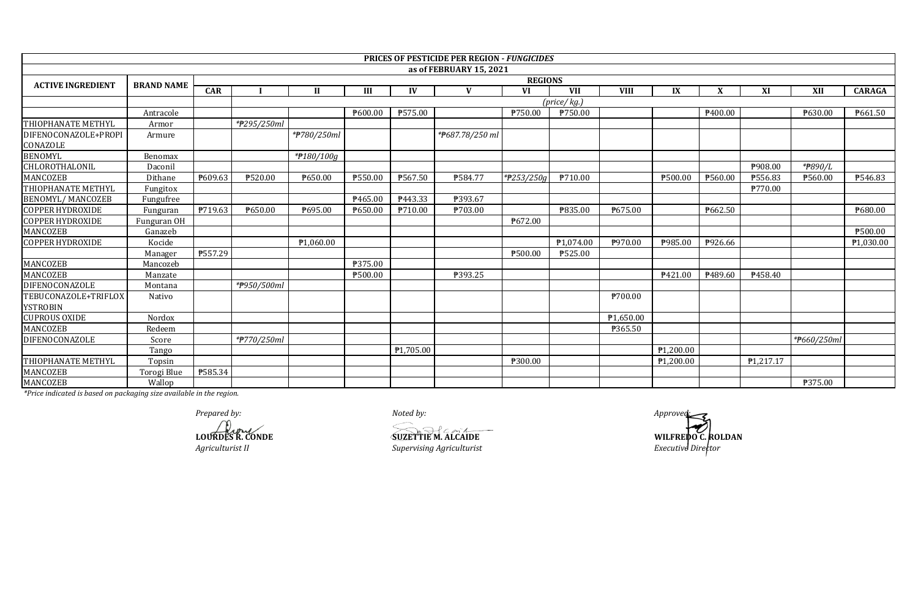| PRICES OF PESTICIDE PER REGION - *FUNGICIDES* | | | | | | | | | | | | | | | |
|---|---|---|---|---|---|---|---|---|---|---|---|---|---|---|---|
| as of FEBRUARY 15, 2021 | | | | | | | | | | | | | | | |
| **ACTIVE INGREDIENT** | **BRAND NAME** | **REGIONS** | | | | | | | | | | | | | |
| | | **CAR** | **I** | **II** | **III** | **IV** | **V** | **VI** | **VII** | **VIII** | **IX** | **X** | **XI** | **XII** | **CARAGA** |
| | | *(price/ kg.)* | | | | | | | | | | | | | |
| | Antracole | | | | ₱600.00 | ₱575.00 | | ₱750.00 | ₱750.00 | | | ₱400.00 | | ₱630.00 | ₱661.50 |
| THIOPHANATE METHYL | Armor | | *₱295/250ml* | | | | | | | | | | | | |
| DIFENOCONAZOLE+PROPICONAZOLE | Armure | | | *₱780/250ml* | | | *₱687.78/250 ml* | | | | | | | | |
| BENOMYL | Benomax | | | *₱180/100g* | | | | | | | | | | | |
| CHLOROTHALONIL | Daconil | | | | | | | | | | | | ₱908.00 | *₱890/L* | |
| MANCOZEB | Dithane | ₱609.63 | ₱520.00 | ₱650.00 | ₱550.00 | ₱567.50 | ₱584.77 | *₱253/250g* | ₱710.00 | | ₱500.00 | ₱560.00 | ₱556.83 | ₱560.00 | ₱546.83 |
| THIOPHANATE METHYL | Fungitox | | | | | | | | | | | | ₱770.00 | | |
| BENOMYL/ MANCOZEB | Fungufree | | | | ₱465.00 | ₱443.33 | ₱393.67 | | | | | | | | |
| COPPER HYDROXIDE | Funguran | ₱719.63 | ₱650.00 | ₱695.00 | ₱650.00 | ₱710.00 | ₱703.00 | | ₱835.00 | ₱675.00 | | ₱662.50 | | | ₱680.00 |
| COPPER HYDROXIDE | Funguran OH | | | | | | | ₱672.00 | | | | | | | |
| MANCOZEB | Ganazeb | | | | | | | | | | | | | | ₱500.00 |
| COPPER HYDROXIDE | Kocide | | | ₱1,060.00 | | | | | ₱1,074.00 | ₱970.00 | ₱985.00 | ₱926.66 | | | ₱1,030.00 |
| | Manager | ₱557.29 | | | | | | ₱500.00 | ₱525.00 | | | | | | |
| MANCOZEB | Mancozeb | | | | ₱375.00 | | | | | | | | | | |
| MANCOZEB | Manzate | | | | ₱500.00 | | ₱393.25 | | | | ₱421.00 | ₱489.60 | ₱458.40 | | |
| DIFENOCONAZOLE | Montana | | *₱950/500ml* | | | | | | | | | | | | |
| TEBUCONAZOLE+TRIFLOXYSTROBIN | Nativo | | | | | | | | | ₱700.00 | | | | | |
| CUPROUS OXIDE | Nordox | | | | | | | | | ₱1,650.00 | | | | | |
| MANCOZEB | Redeem | | | | | | | | | ₱365.50 | | | | | |
| DIFENOCONAZOLE | Score | | *₱770/250ml* | | | | | | | | | | | *₱660/250ml* | |
| | Tango | | | | | ₱1,705.00 | | | | | ₱1,200.00 | | | | |
| THIOPHANATE METHYL | Topsin | | | | | | | ₱300.00 | | | ₱1,200.00 | | ₱1,217.17 | | |
| MANCOZEB | Torogi Blue | ₱585.34 | | | | | | | | | | | | | |
| MANCOZEB | Wallop | | | | | | | | | | | | | ₱375.00 | |

*\*Price indicated is based on packaging size available in the region.*

*Prepared by:*

**LOURDES R. CONDE**
*Agriculturist II*

*Noted by:*

**SUZETTIE M. ALCAIDE**
*Supervising Agriculturist*

*Approved:*

**WILFREDO C. ROLDAN**
*Executive Director*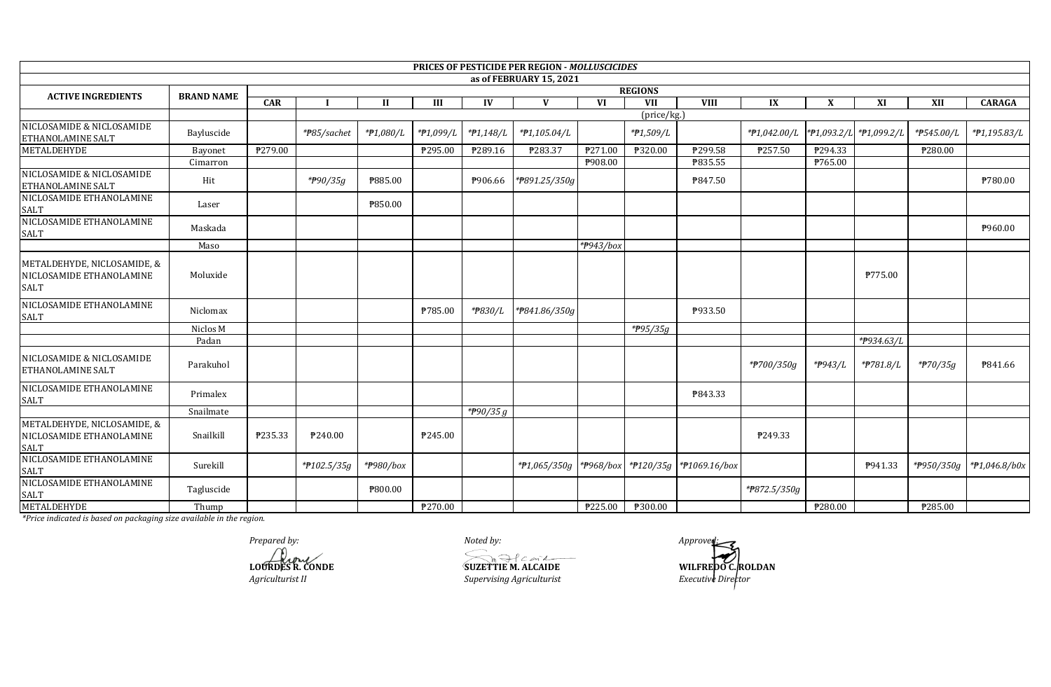| PRICES OF PESTICIDE PER REGION - *MOLLUSCICIDES* | | | | | | | | | | | | | | | |
|---|---|---|---|---|---|---|---|---|---|---|---|---|---|---|---|
| as of FEBRUARY 15, 2021 | | | | | | | | | | | | | | | |
| **ACTIVE INGREDIENTS** | **BRAND NAME** | **REGIONS** | | | | | | | | | | | | | |
| | | **CAR** | **I** | **II** | **III** | **IV** | **V** | **VI** | **VII** | **VIII** | **IX** | **X** | **XI** | **XII** | **CARAGA** |
| | | (price/kg.) | | | | | | | | | | | | | |
| NICLOSAMIDE & NICLOSAMIDE ETHANOLAMINE SALT | Bayluscide | | *₱85/sachet* | *₱1,080/L* | *₱1,099/L* | *₱1,148/L* | *₱1,105.04/L* | | *₱1,509/L* | | *₱1,042.00/L* | *₱1,093.2/L* | *₱1,099.2/L* | *₱545.00/L* | *₱1,195.83/L* |
| METALDEHYDE | Bayonet | ₱279.00 | | | ₱295.00 | ₱289.16 | ₱283.37 | ₱271.00 | ₱320.00 | ₱299.58 | ₱257.50 | ₱294.33 | | ₱280.00 | |
| | Cimarron | | | | | | | ₱908.00 | | ₱835.55 | | ₱765.00 | | | |
| NICLOSAMIDE & NICLOSAMIDE ETHANOLAMINE SALT | Hit | | *₱90/35g* | ₱885.00 | | ₱906.66 | *₱891.25/350g* | | | ₱847.50 | | | | | ₱780.00 |
| NICLOSAMIDE ETHANOLAMINE SALT | Laser | | | ₱850.00 | | | | | | | | | | | |
| NICLOSAMIDE ETHANOLAMINE SALT | Maskada | | | | | | | | | | | | | | ₱960.00 |
| | Maso | | | | | | | *₱943/box* | | | | | | | |
| METALDEHYDE, NICLOSAMIDE, & NICLOSAMIDE ETHANOLAMINE SALT | Moluxide | | | | | | | | | | | | ₱775.00 | | |
| NICLOSAMIDE ETHANOLAMINE SALT | Niclomax | | | | ₱785.00 | *₱830/L* | *₱841.86/350g* | | | ₱933.50 | | | | | |
| | Niclos M | | | | | | | | *₱95/35g* | | | | | | |
| | Padan | | | | | | | | | | | | *₱934.63/L* | | |
| NICLOSAMIDE & NICLOSAMIDE ETHANOLAMINE SALT | Parakuhol | | | | | | | | | | *₱700/350g* | *₱943/L* | *₱781.8/L* | *₱70/35g* | ₱841.66 |
| NICLOSAMIDE ETHANOLAMINE SALT | Primalex | | | | | | | | | ₱843.33 | | | | | |
| | Snailmate | | | | | *₱90/35 g* | | | | | | | | | |
| METALDEHYDE, NICLOSAMIDE, & NICLOSAMIDE ETHANOLAMINE SALT | Snailkill | ₱235.33 | ₱240.00 | | ₱245.00 | | | | | | ₱249.33 | | | | |
| NICLOSAMIDE ETHANOLAMINE SALT | Surekill | | *₱102.5/35g* | *₱980/box* | | | *₱1,065/350g* | *₱968/box* | *₱120/35g* | *₱1069.16/box* | | | ₱941.33 | *₱950/350g* | *₱1,046.8/b0x* |
| NICLOSAMIDE ETHANOLAMINE SALT | Tagluscide | | | ₱800.00 | | | | | | | *₱872.5/350g* | | | | |
| METALDEHYDE | Thump | | | | ₱270.00 | | | ₱225.00 | ₱300.00 | | | ₱280.00 | | ₱285.00 | |

*\*Price indicated is based on packaging size available in the region.*

*Prepared by:*

**LOURDES R. CONDE**
*Agriculturist II*

*Noted by:*

**SUZETTIE M. ALCAIDE**
*Supervising Agriculturist*

*Approved:*

**WILFREDO C. ROLDAN**
*Executive Director*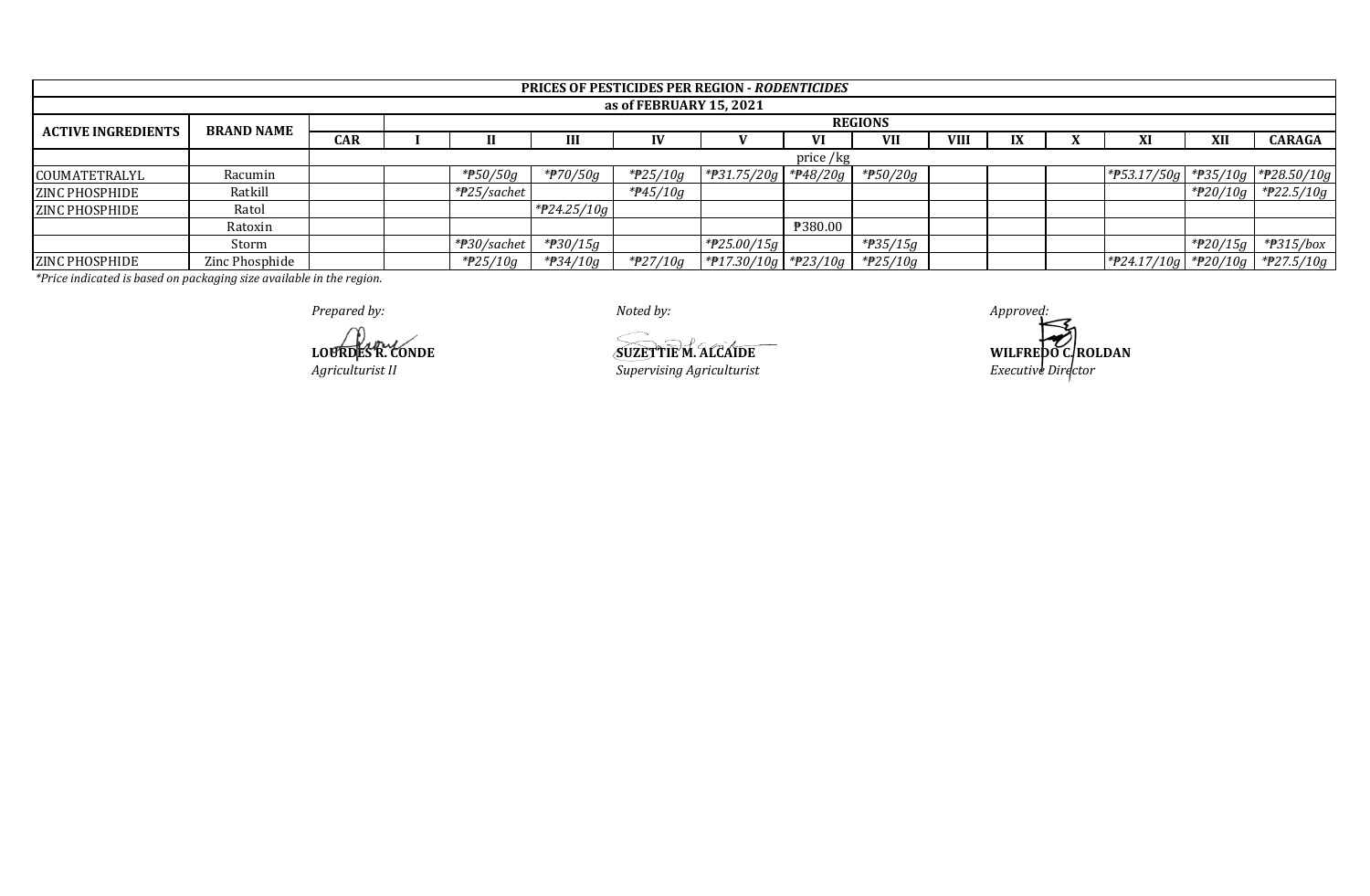| PRICES OF PESTICIDES PER REGION - *RODENTICIDES* | | | | | | | | | | | | | | | |
|---|---|---|---|---|---|---|---|---|---|---|---|---|---|---|---|
| as of FEBRUARY 15, 2021 | | | | | | | | | | | | | | | |
| ACTIVE INGREDIENTS | BRAND NAME | | REGIONS | | | | | | | | | | | | |
| | | CAR | I | II | III | IV | V | VI | VII | VIII | IX | X | XI | XII | CARAGA |
| | | price /kg | | | | | | | | | | | | | |
| COUMATETRALYL | Racumin | | | *₱50/50g | *₱70/50g | *₱25/10g | *₱31.75/20g | *₱48/20g | *₱50/20g | | | | *₱53.17/50g | *₱35/10g | *₱28.50/10g |
| ZINC PHOSPHIDE | Ratkill | | | *₱25/sachet | | *₱45/10g | | | | | | | | *₱20/10g | *₱22.5/10g |
| ZINC PHOSPHIDE | Ratol | | | | *₱24.25/10g | | | | | | | | | | |
| | Ratoxin | | | | | | | ₱380.00 | | | | | | | |
| | Storm | | | *₱30/sachet | *₱30/15g | | *₱25.00/15g | | *₱35/15g | | | | | *₱20/15g | *₱315/box |
| ZINC PHOSPHIDE | Zinc Phosphide | | | *₱25/10g | *₱34/10g | *₱27/10g | *₱17.30/10g | *₱23/10g | *₱25/10g | | | | *₱24.17/10g | *₱20/10g | *₱27.5/10g |

*\*Price indicated is based on packaging size available in the region.*

*Prepared by:*

**LOURDES R. CONDE**
*Agriculturist II*

*Noted by:*

**SUZETTIE M. ALCAIDE**
*Supervising Agriculturist*

*Approved:*

**WILFREDO C. ROLDAN**
*Executive Director*